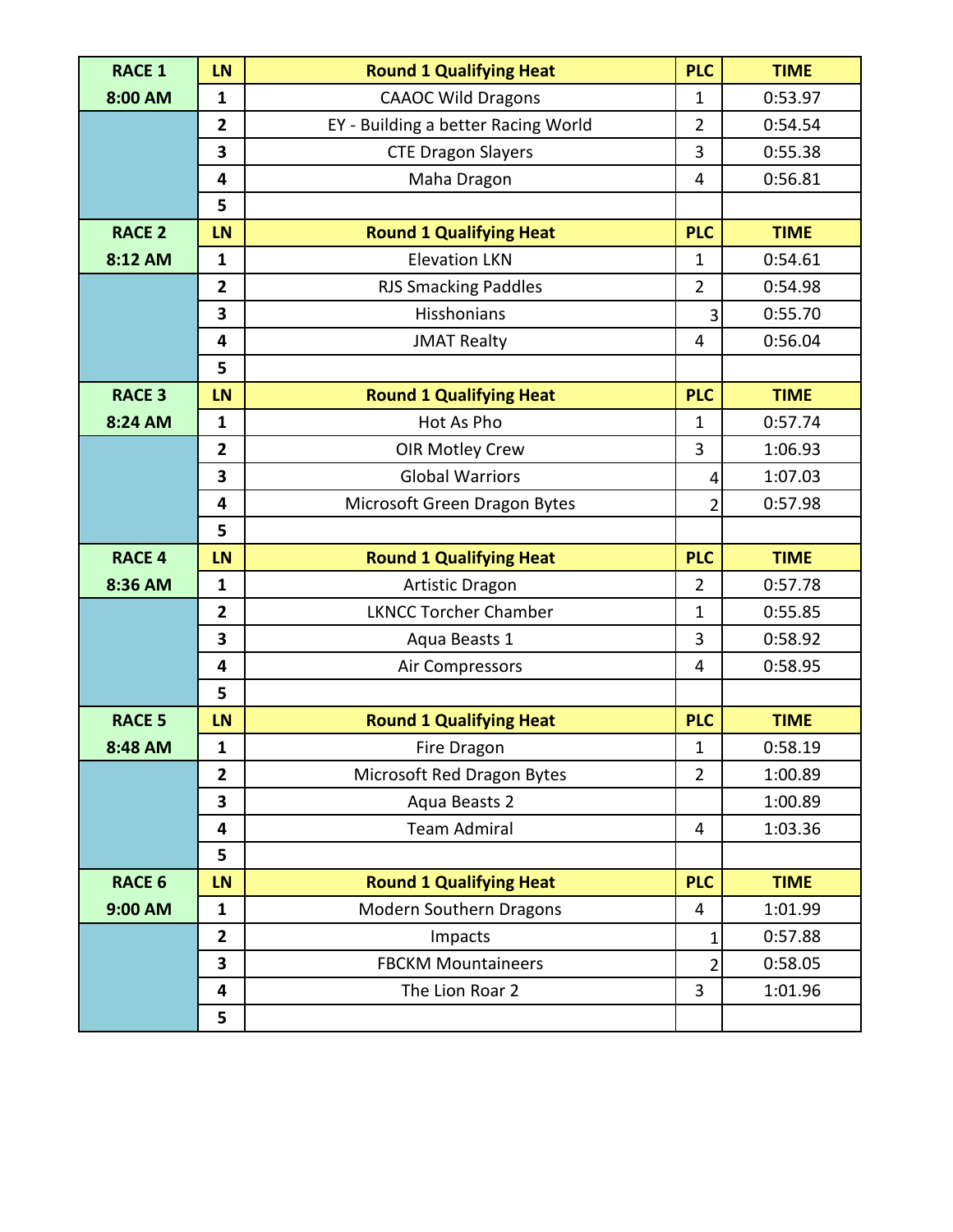| RACE 1 | LN | Round 1 Qualifying Heat | PLC | TIME |
|---|---|---|---|---|
| 8:00 AM | 1 | CAAOC Wild Dragons | 1 | 0:53.97 |
| | 2 | EY - Building a better Racing World | 2 | 0:54.54 |
| | 3 | CTE Dragon Slayers | 3 | 0:55.38 |
| | 4 | Maha Dragon | 4 | 0:56.81 |
| | 5 | | | |
| **RACE 2** | **LN** | **Round 1 Qualifying Heat** | **PLC** | **TIME** |
| 8:12 AM | 1 | Elevation LKN | 1 | 0:54.61 |
| | 2 | RJS Smacking Paddles | 2 | 0:54.98 |
| | 3 | Hisshonians | 3 | 0:55.70 |
| | 4 | JMAT Realty | 4 | 0:56.04 |
| | 5 | | | |
| **RACE 3** | **LN** | **Round 1 Qualifying Heat** | **PLC** | **TIME** |
| 8:24 AM | 1 | Hot As Pho | 1 | 0:57.74 |
| | 2 | OIR Motley Crew | 3 | 1:06.93 |
| | 3 | Global Warriors | 4 | 1:07.03 |
| | 4 | Microsoft Green Dragon Bytes | 2 | 0:57.98 |
| | 5 | | | |
| **RACE 4** | **LN** | **Round 1 Qualifying Heat** | **PLC** | **TIME** |
| 8:36 AM | 1 | Artistic Dragon | 2 | 0:57.78 |
| | 2 | LKNCC Torcher Chamber | 1 | 0:55.85 |
| | 3 | Aqua Beasts 1 | 3 | 0:58.92 |
| | 4 | Air Compressors | 4 | 0:58.95 |
| | 5 | | | |
| **RACE 5** | **LN** | **Round 1 Qualifying Heat** | **PLC** | **TIME** |
| 8:48 AM | 1 | Fire Dragon | 1 | 0:58.19 |
| | 2 | Microsoft Red Dragon Bytes | 2 | 1:00.89 |
| | 3 | Aqua Beasts 2 | | 1:00.89 |
| | 4 | Team Admiral | 4 | 1:03.36 |
| | 5 | | | |
| **RACE 6** | **LN** | **Round 1 Qualifying Heat** | **PLC** | **TIME** |
| 9:00 AM | 1 | Modern Southern Dragons | 4 | 1:01.99 |
| | 2 | Impacts | 1 | 0:57.88 |
| | 3 | FBCKM Mountaineers | 2 | 0:58.05 |
| | 4 | The Lion Roar 2 | 3 | 1:01.96 |
| | 5 | | | |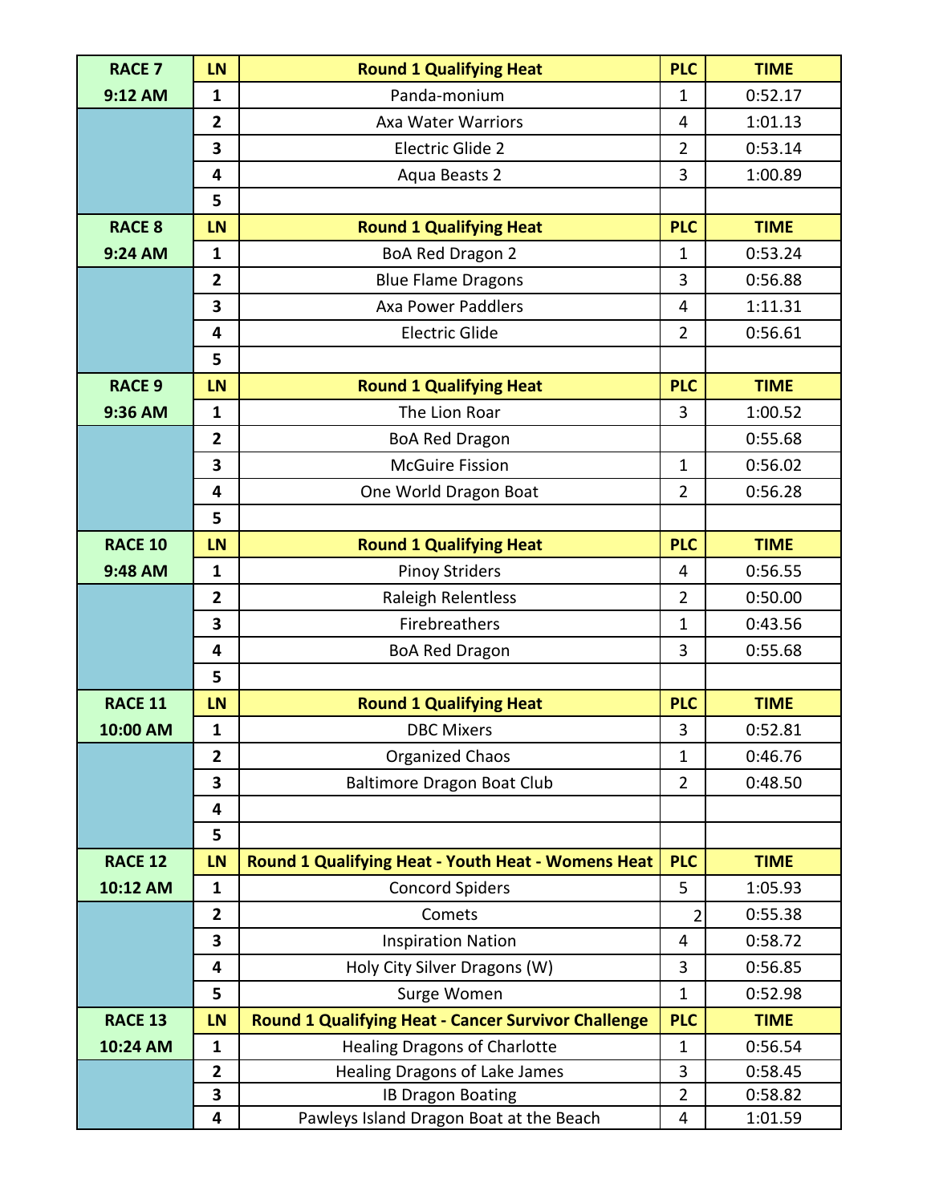| RACE 7 | LN | Round 1 Qualifying Heat | PLC | TIME |
|---|---|---|---|---|
| 9:12 AM | 1 | Panda-monium | 1 | 0:52.17 |
| | 2 | Axa Water Warriors | 4 | 1:01.13 |
| | 3 | Electric Glide 2 | 2 | 0:53.14 |
| | 4 | Aqua Beasts 2 | 3 | 1:00.89 |
| | 5 | | | |
| **RACE 8** | **LN** | **Round 1 Qualifying Heat** | **PLC** | **TIME** |
| 9:24 AM | 1 | BoA Red Dragon 2 | 1 | 0:53.24 |
| | 2 | Blue Flame Dragons | 3 | 0:56.88 |
| | 3 | Axa Power Paddlers | 4 | 1:11.31 |
| | 4 | Electric Glide | 2 | 0:56.61 |
| | 5 | | | |
| **RACE 9** | **LN** | **Round 1 Qualifying Heat** | **PLC** | **TIME** |
| 9:36 AM | 1 | The Lion Roar | 3 | 1:00.52 |
| | 2 | BoA Red Dragon | | 0:55.68 |
| | 3 | McGuire Fission | 1 | 0:56.02 |
| | 4 | One World Dragon Boat | 2 | 0:56.28 |
| | 5 | | | |
| **RACE 10** | **LN** | **Round 1 Qualifying Heat** | **PLC** | **TIME** |
| 9:48 AM | 1 | Pinoy Striders | 4 | 0:56.55 |
| | 2 | Raleigh Relentless | 2 | 0:50.00 |
| | 3 | Firebreathers | 1 | 0:43.56 |
| | 4 | BoA Red Dragon | 3 | 0:55.68 |
| | 5 | | | |
| **RACE 11** | **LN** | **Round 1 Qualifying Heat** | **PLC** | **TIME** |
| 10:00 AM | 1 | DBC Mixers | 3 | 0:52.81 |
| | 2 | Organized Chaos | 1 | 0:46.76 |
| | 3 | Baltimore Dragon Boat Club | 2 | 0:48.50 |
| | 4 | | | |
| | 5 | | | |
| **RACE 12** | **LN** | **Round 1 Qualifying Heat - Youth Heat - Womens Heat** | **PLC** | **TIME** |
| 10:12 AM | 1 | Concord Spiders | 5 | 1:05.93 |
| | 2 | Comets | 2 | 0:55.38 |
| | 3 | Inspiration Nation | 4 | 0:58.72 |
| | 4 | Holy City Silver Dragons (W) | 3 | 0:56.85 |
| | 5 | Surge Women | 1 | 0:52.98 |
| **RACE 13** | **LN** | **Round 1 Qualifying Heat - Cancer Survivor Challenge** | **PLC** | **TIME** |
| 10:24 AM | 1 | Healing Dragons of Charlotte | 1 | 0:56.54 |
| | 2 | Healing Dragons of Lake James | 3 | 0:58.45 |
| | 3 | IB Dragon Boating | 2 | 0:58.82 |
| | 4 | Pawleys Island Dragon Boat at the Beach | 4 | 1:01.59 |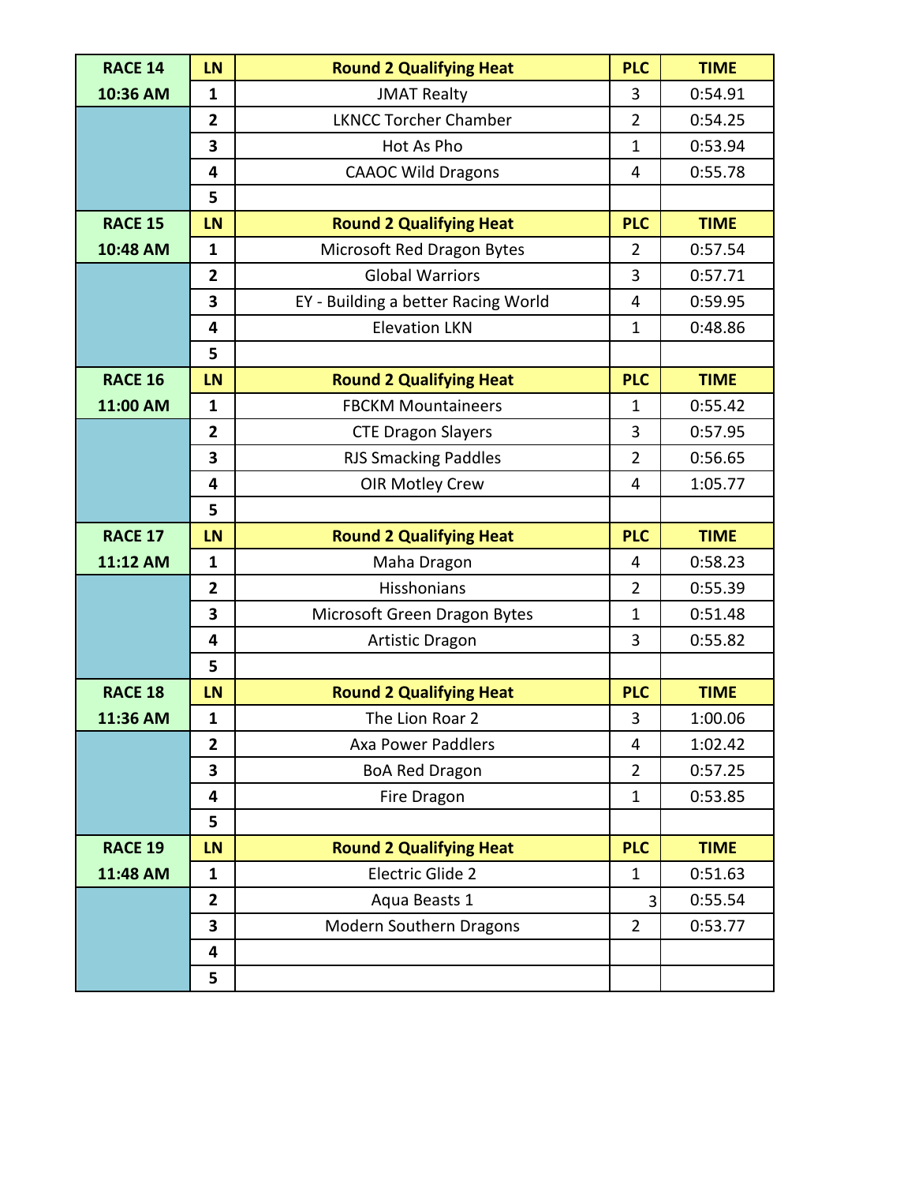| RACE 14 | LN | Round 2 Qualifying Heat | PLC | TIME |
|---|---|---|---|---|
| 10:36 AM | 1 | JMAT Realty | 3 | 0:54.91 |
| | 2 | LKNCC Torcher Chamber | 2 | 0:54.25 |
| | 3 | Hot As Pho | 1 | 0:53.94 |
| | 4 | CAAOC Wild Dragons | 4 | 0:55.78 |
| | 5 | | | |
| **RACE 15** | **LN** | **Round 2 Qualifying Heat** | **PLC** | **TIME** |
| 10:48 AM | 1 | Microsoft Red Dragon Bytes | 2 | 0:57.54 |
| | 2 | Global Warriors | 3 | 0:57.71 |
| | 3 | EY - Building a better Racing World | 4 | 0:59.95 |
| | 4 | Elevation LKN | 1 | 0:48.86 |
| | 5 | | | |
| **RACE 16** | **LN** | **Round 2 Qualifying Heat** | **PLC** | **TIME** |
| 11:00 AM | 1 | FBCKM Mountaineers | 1 | 0:55.42 |
| | 2 | CTE Dragon Slayers | 3 | 0:57.95 |
| | 3 | RJS Smacking Paddles | 2 | 0:56.65 |
| | 4 | OIR Motley Crew | 4 | 1:05.77 |
| | 5 | | | |
| **RACE 17** | **LN** | **Round 2 Qualifying Heat** | **PLC** | **TIME** |
| 11:12 AM | 1 | Maha Dragon | 4 | 0:58.23 |
| | 2 | Hisshonians | 2 | 0:55.39 |
| | 3 | Microsoft Green Dragon Bytes | 1 | 0:51.48 |
| | 4 | Artistic Dragon | 3 | 0:55.82 |
| | 5 | | | |
| **RACE 18** | **LN** | **Round 2 Qualifying Heat** | **PLC** | **TIME** |
| 11:36 AM | 1 | The Lion Roar 2 | 3 | 1:00.06 |
| | 2 | Axa Power Paddlers | 4 | 1:02.42 |
| | 3 | BoA Red Dragon | 2 | 0:57.25 |
| | 4 | Fire Dragon | 1 | 0:53.85 |
| | 5 | | | |
| **RACE 19** | **LN** | **Round 2 Qualifying Heat** | **PLC** | **TIME** |
| 11:48 AM | 1 | Electric Glide 2 | 1 | 0:51.63 |
| | 2 | Aqua Beasts 1 | 3 | 0:55.54 |
| | 3 | Modern Southern Dragons | 2 | 0:53.77 |
| | 4 | | | |
| | 5 | | | |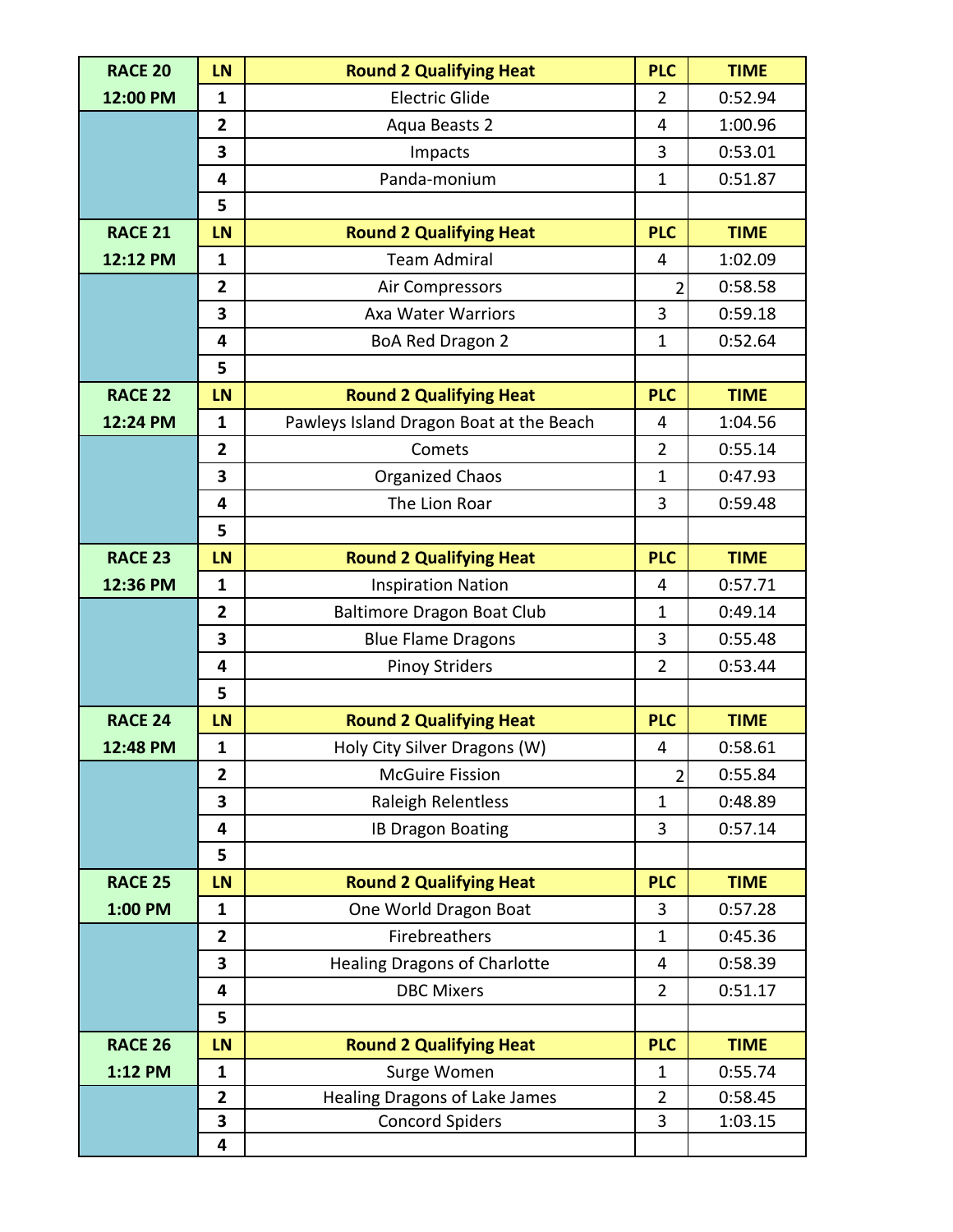| RACE 20 | LN | Round 2 Qualifying Heat | PLC | TIME |
|---|---|---|---|---|
| 12:00 PM | 1 | Electric Glide | 2 | 0:52.94 |
| | 2 | Aqua Beasts 2 | 4 | 1:00.96 |
| | 3 | Impacts | 3 | 0:53.01 |
| | 4 | Panda-monium | 1 | 0:51.87 |
| | 5 | | | |
| **RACE 21** | **LN** | **Round 2 Qualifying Heat** | **PLC** | **TIME** |
| 12:12 PM | 1 | Team Admiral | 4 | 1:02.09 |
| | 2 | Air Compressors | 2 | 0:58.58 |
| | 3 | Axa Water Warriors | 3 | 0:59.18 |
| | 4 | BoA Red Dragon 2 | 1 | 0:52.64 |
| | 5 | | | |
| **RACE 22** | **LN** | **Round 2 Qualifying Heat** | **PLC** | **TIME** |
| 12:24 PM | 1 | Pawleys Island Dragon Boat at the Beach | 4 | 1:04.56 |
| | 2 | Comets | 2 | 0:55.14 |
| | 3 | Organized Chaos | 1 | 0:47.93 |
| | 4 | The Lion Roar | 3 | 0:59.48 |
| | 5 | | | |
| **RACE 23** | **LN** | **Round 2 Qualifying Heat** | **PLC** | **TIME** |
| 12:36 PM | 1 | Inspiration Nation | 4 | 0:57.71 |
| | 2 | Baltimore Dragon Boat Club | 1 | 0:49.14 |
| | 3 | Blue Flame Dragons | 3 | 0:55.48 |
| | 4 | Pinoy Striders | 2 | 0:53.44 |
| | 5 | | | |
| **RACE 24** | **LN** | **Round 2 Qualifying Heat** | **PLC** | **TIME** |
| 12:48 PM | 1 | Holy City Silver Dragons (W) | 4 | 0:58.61 |
| | 2 | McGuire Fission | 2 | 0:55.84 |
| | 3 | Raleigh Relentless | 1 | 0:48.89 |
| | 4 | IB Dragon Boating | 3 | 0:57.14 |
| | 5 | | | |
| **RACE 25** | **LN** | **Round 2 Qualifying Heat** | **PLC** | **TIME** |
| 1:00 PM | 1 | One World Dragon Boat | 3 | 0:57.28 |
| | 2 | Firebreathers | 1 | 0:45.36 |
| | 3 | Healing Dragons of Charlotte | 4 | 0:58.39 |
| | 4 | DBC Mixers | 2 | 0:51.17 |
| | 5 | | | |
| **RACE 26** | **LN** | **Round 2 Qualifying Heat** | **PLC** | **TIME** |
| 1:12 PM | 1 | Surge Women | 1 | 0:55.74 |
| | 2 | Healing Dragons of Lake James | 2 | 0:58.45 |
| | 3 | Concord Spiders | 3 | 1:03.15 |
| | 4 | | | |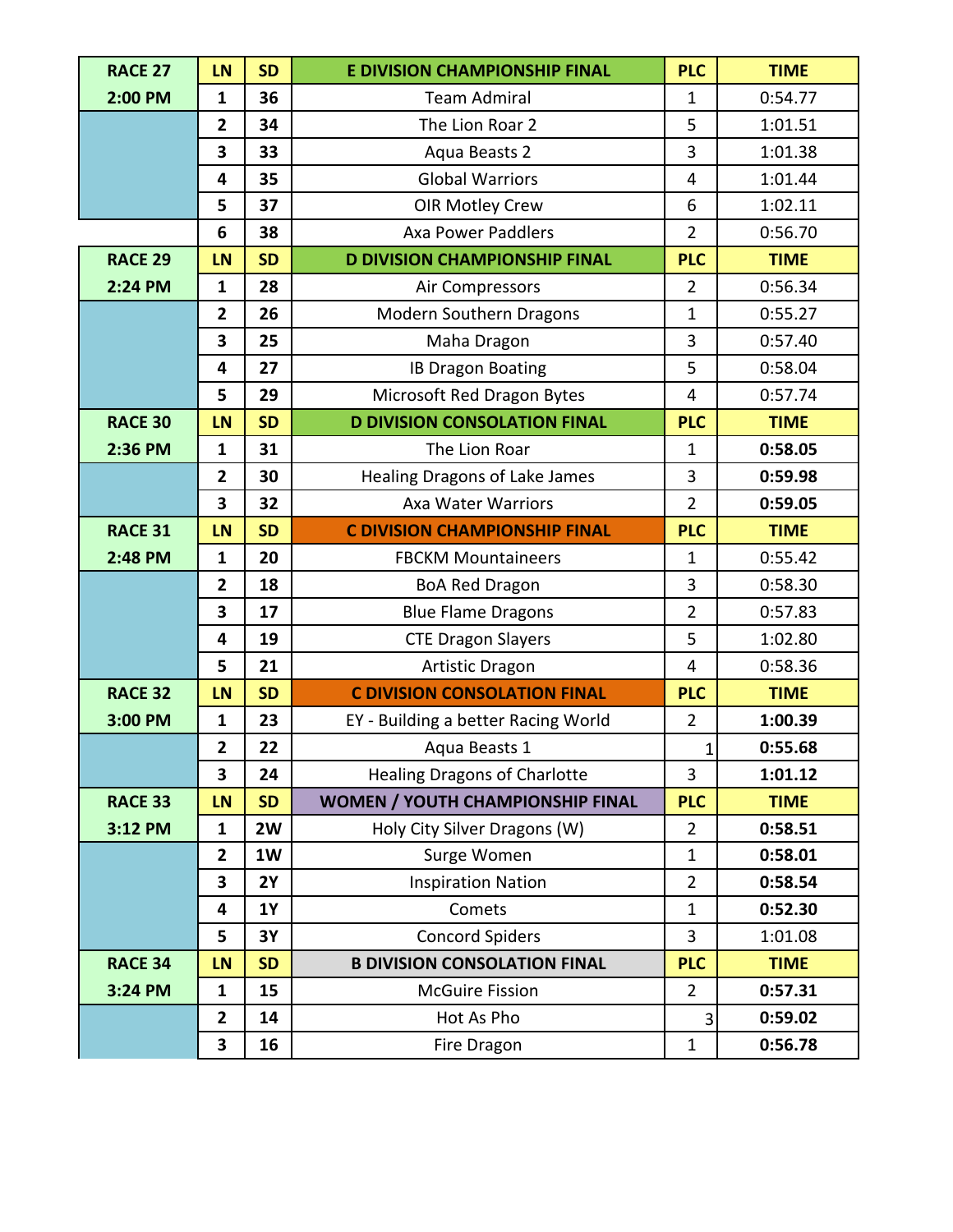| RACE 27 | LN | SD | E DIVISION CHAMPIONSHIP FINAL | PLC | TIME |
|---|---|---|---|---|---|
| 2:00 PM | 1 | 36 | Team Admiral | 1 | 0:54.77 |
| | 2 | 34 | The Lion Roar 2 | 5 | 1:01.51 |
| | 3 | 33 | Aqua Beasts 2 | 3 | 1:01.38 |
| | 4 | 35 | Global Warriors | 4 | 1:01.44 |
| | 5 | 37 | OIR Motley Crew | 6 | 1:02.11 |
| | 6 | 38 | Axa Power Paddlers | 2 | 0:56.70 |
| **RACE 29** | **LN** | **SD** | **D DIVISION CHAMPIONSHIP FINAL** | **PLC** | **TIME** |
| 2:24 PM | 1 | 28 | Air Compressors | 2 | 0:56.34 |
| | 2 | 26 | Modern Southern Dragons | 1 | 0:55.27 |
| | 3 | 25 | Maha Dragon | 3 | 0:57.40 |
| | 4 | 27 | IB Dragon Boating | 5 | 0:58.04 |
| | 5 | 29 | Microsoft Red Dragon Bytes | 4 | 0:57.74 |
| **RACE 30** | **LN** | **SD** | **D DIVISION CONSOLATION FINAL** | **PLC** | **TIME** |
| 2:36 PM | 1 | 31 | The Lion Roar | 1 | **0:58.05** |
| | 2 | 30 | Healing Dragons of Lake James | 3 | **0:59.98** |
| | 3 | 32 | Axa Water Warriors | 2 | **0:59.05** |
| **RACE 31** | **LN** | **SD** | **C DIVISION CHAMPIONSHIP FINAL** | **PLC** | **TIME** |
| 2:48 PM | 1 | 20 | FBCKM Mountaineers | 1 | 0:55.42 |
| | 2 | 18 | BoA Red Dragon | 3 | 0:58.30 |
| | 3 | 17 | Blue Flame Dragons | 2 | 0:57.83 |
| | 4 | 19 | CTE Dragon Slayers | 5 | 1:02.80 |
| | 5 | 21 | Artistic Dragon | 4 | 0:58.36 |
| **RACE 32** | **LN** | **SD** | **C DIVISION CONSOLATION FINAL** | **PLC** | **TIME** |
| 3:00 PM | 1 | 23 | EY - Building a better Racing World | 2 | **1:00.39** |
| | 2 | 22 | Aqua Beasts 1 | 1 | **0:55.68** |
| | 3 | 24 | Healing Dragons of Charlotte | 3 | **1:01.12** |
| **RACE 33** | **LN** | **SD** | **WOMEN / YOUTH CHAMPIONSHIP FINAL** | **PLC** | **TIME** |
| 3:12 PM | 1 | 2W | Holy City Silver Dragons (W) | 2 | **0:58.51** |
| | 2 | 1W | Surge Women | 1 | **0:58.01** |
| | 3 | 2Y | Inspiration Nation | 2 | **0:58.54** |
| | 4 | 1Y | Comets | 1 | **0:52.30** |
| | 5 | 3Y | Concord Spiders | 3 | 1:01.08 |
| **RACE 34** | **LN** | **SD** | **B DIVISION CONSOLATION FINAL** | **PLC** | **TIME** |
| 3:24 PM | 1 | 15 | McGuire Fission | 2 | **0:57.31** |
| | 2 | 14 | Hot As Pho | 3 | **0:59.02** |
| | 3 | 16 | Fire Dragon | 1 | **0:56.78** |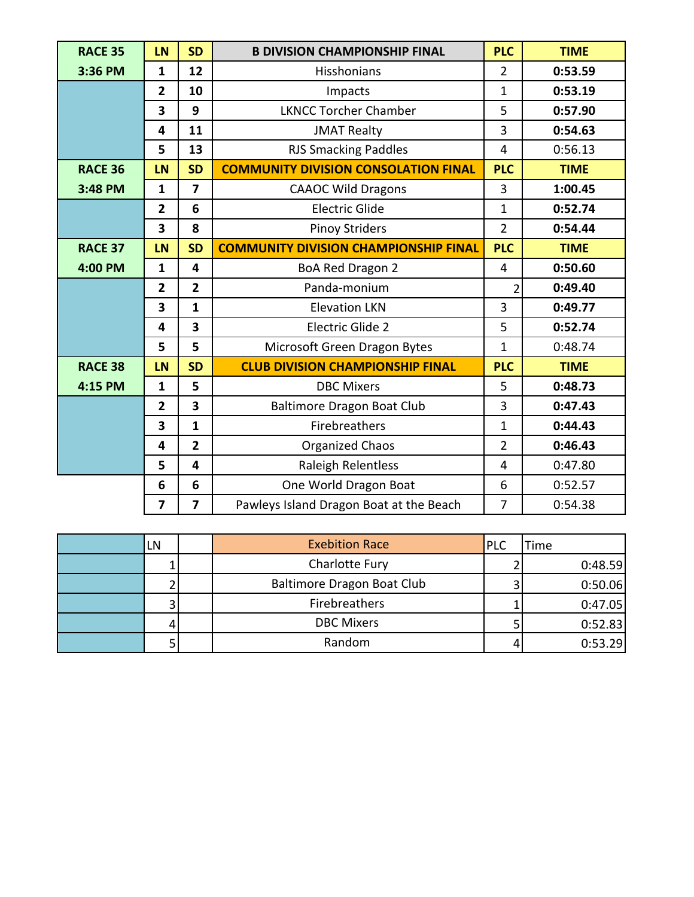| RACE 35 | LN | SD | B DIVISION CHAMPIONSHIP FINAL | PLC | TIME |
|---|---|---|---|---|---|
| 3:36 PM | 1 | 12 | Hisshonians | 2 | **0:53.59** |
| | 2 | 10 | Impacts | 1 | **0:53.19** |
| | 3 | 9 | LKNCC Torcher Chamber | 5 | **0:57.90** |
| | 4 | 11 | JMAT Realty | 3 | **0:54.63** |
| | 5 | 13 | RJS Smacking Paddles | 4 | 0:56.13 |
| **RACE 36** | **LN** | **SD** | **COMMUNITY DIVISION CONSOLATION FINAL** | **PLC** | **TIME** |
| 3:48 PM | 1 | 7 | CAAOC Wild Dragons | 3 | **1:00.45** |
| | 2 | 6 | Electric Glide | 1 | **0:52.74** |
| | 3 | 8 | Pinoy Striders | 2 | **0:54.44** |
| **RACE 37** | **LN** | **SD** | **COMMUNITY DIVISION CHAMPIONSHIP FINAL** | **PLC** | **TIME** |
| 4:00 PM | 1 | 4 | BoA Red Dragon 2 | 4 | **0:50.60** |
| | 2 | 2 | Panda-monium | 2 | **0:49.40** |
| | 3 | 1 | Elevation LKN | 3 | **0:49.77** |
| | 4 | 3 | Electric Glide 2 | 5 | **0:52.74** |
| | 5 | 5 | Microsoft Green Dragon Bytes | 1 | 0:48.74 |
| **RACE 38** | **LN** | **SD** | **CLUB DIVISION CHAMPIONSHIP FINAL** | **PLC** | **TIME** |
| 4:15 PM | 1 | 5 | DBC Mixers | 5 | **0:48.73** |
| | 2 | 3 | Baltimore Dragon Boat Club | 3 | **0:47.43** |
| | 3 | 1 | Firebreathers | 1 | **0:44.43** |
| | 4 | 2 | Organized Chaos | 2 | **0:46.43** |
| | 5 | 4 | Raleigh Relentless | 4 | 0:47.80 |
| | 6 | 6 | One World Dragon Boat | 6 | 0:52.57 |
| | 7 | 7 | Pawleys Island Dragon Boat at the Beach | 7 | 0:54.38 |

| | LN | | Exebition Race | PLC | Time |
|---|---|---|---|---|---|
| | 1 | | Charlotte Fury | 2 | 0:48.59 |
| | 2 | | Baltimore Dragon Boat Club | 3 | 0:50.06 |
| | 3 | | Firebreathers | 1 | 0:47.05 |
| | 4 | | DBC Mixers | 5 | 0:52.83 |
| | 5 | | Random | 4 | 0:53.29 |